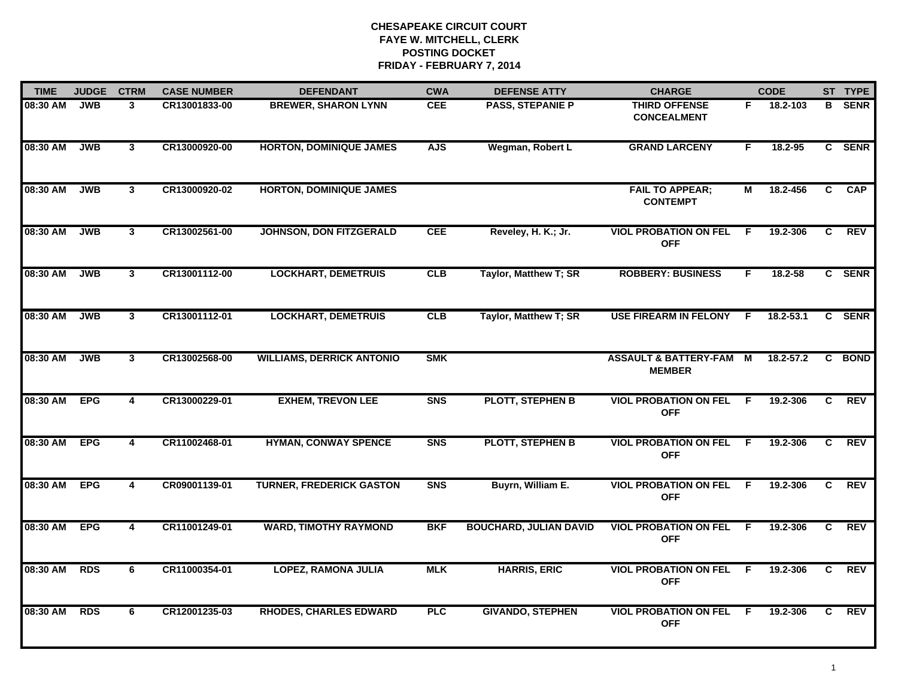# CHESAPEAKE CIRCUIT COURT
## FAYE W. MITCHELL, CLERK
## POSTING DOCKET
## FRIDAY - FEBRUARY 7, 2014

| TIME | JUDGE | CTRM | CASE NUMBER | DEFENDANT | CWA | DEFENSE ATTY | CHARGE | | CODE | ST | TYPE |
|---|---|---|---|---|---|---|---|---|---|---|---|
| 08:30 AM | JWB | 3 | CR13001833-00 | BREWER, SHARON LYNN | CEE | PASS, STEPANIE P | THIRD OFFENSE CONCEALMENT | F | 18.2-103 | B | SENR |
| 08:30 AM | JWB | 3 | CR13000920-00 | HORTON, DOMINIQUE JAMES | AJS | Wegman, Robert L | GRAND LARCENY | F | 18.2-95 | C | SENR |
| 08:30 AM | JWB | 3 | CR13000920-02 | HORTON, DOMINIQUE JAMES | | | FAIL TO APPEAR; CONTEMPT | M | 18.2-456 | C | CAP |
| 08:30 AM | JWB | 3 | CR13002561-00 | JOHNSON, DON FITZGERALD | CEE | Reveley, H. K.; Jr. | VIOL PROBATION ON FEL OFF | F | 19.2-306 | C | REV |
| 08:30 AM | JWB | 3 | CR13001112-00 | LOCKHART, DEMETRUIS | CLB | Taylor, Matthew T; SR | ROBBERY: BUSINESS | F | 18.2-58 | C | SENR |
| 08:30 AM | JWB | 3 | CR13001112-01 | LOCKHART, DEMETRUIS | CLB | Taylor, Matthew T; SR | USE FIREARM IN FELONY | F | 18.2-53.1 | C | SENR |
| 08:30 AM | JWB | 3 | CR13002568-00 | WILLIAMS, DERRICK ANTONIO | SMK | | ASSAULT & BATTERY-FAM MEMBER | M | 18.2-57.2 | C | BOND |
| 08:30 AM | EPG | 4 | CR13000229-01 | EXHEM, TREVON LEE | SNS | PLOTT, STEPHEN B | VIOL PROBATION ON FEL OFF | F | 19.2-306 | C | REV |
| 08:30 AM | EPG | 4 | CR11002468-01 | HYMAN, CONWAY SPENCE | SNS | PLOTT, STEPHEN B | VIOL PROBATION ON FEL OFF | F | 19.2-306 | C | REV |
| 08:30 AM | EPG | 4 | CR09001139-01 | TURNER, FREDERICK GASTON | SNS | Buyrn, William E. | VIOL PROBATION ON FEL OFF | F | 19.2-306 | C | REV |
| 08:30 AM | EPG | 4 | CR11001249-01 | WARD, TIMOTHY RAYMOND | BKF | BOUCHARD, JULIAN DAVID | VIOL PROBATION ON FEL OFF | F | 19.2-306 | C | REV |
| 08:30 AM | RDS | 6 | CR11000354-01 | LOPEZ, RAMONA JULIA | MLK | HARRIS, ERIC | VIOL PROBATION ON FEL OFF | F | 19.2-306 | C | REV |
| 08:30 AM | RDS | 6 | CR12001235-03 | RHODES, CHARLES EDWARD | PLC | GIVANDO, STEPHEN | VIOL PROBATION ON FEL OFF | F | 19.2-306 | C | REV |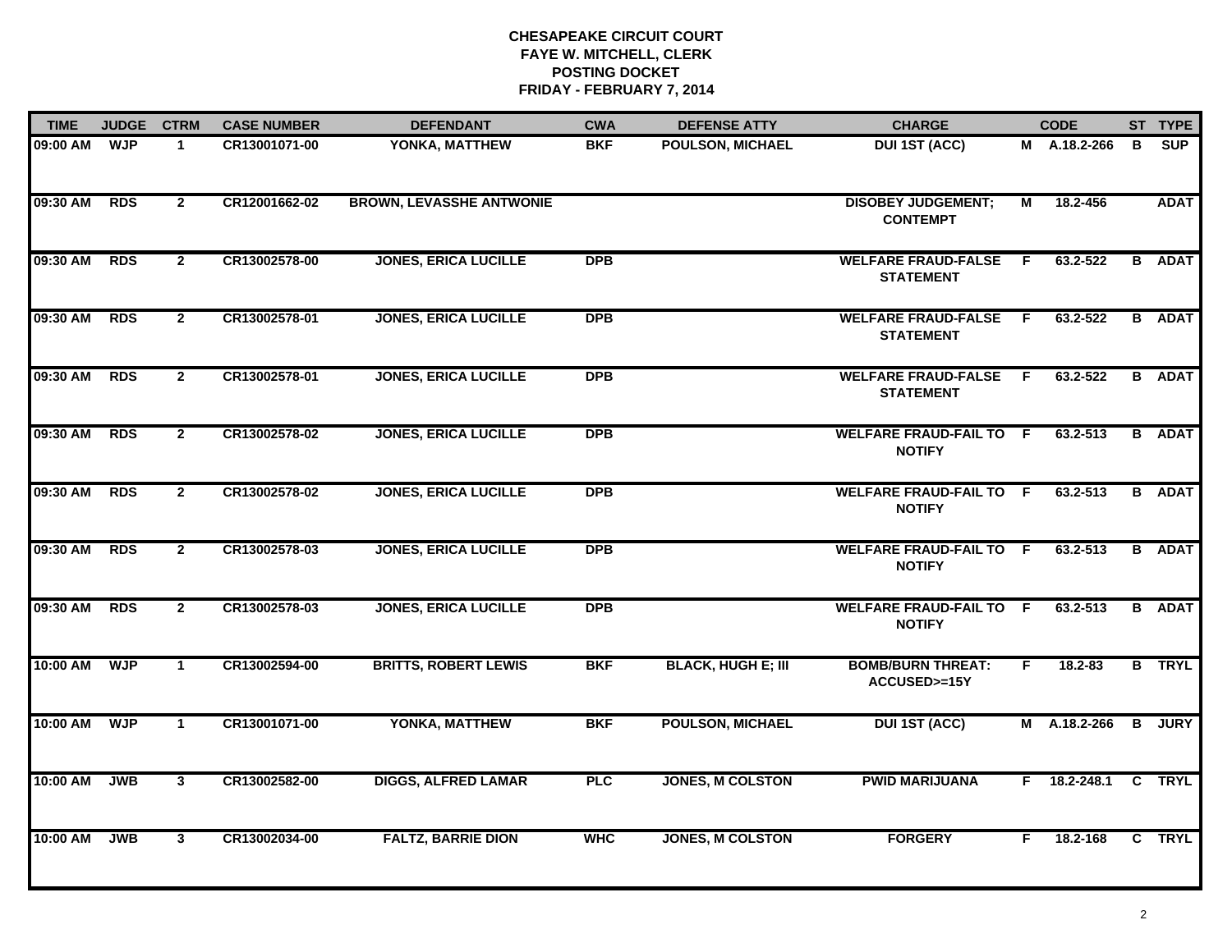**CHESAPEAKE CIRCUIT COURT**
**FAYE W. MITCHELL, CLERK**
**POSTING DOCKET**
**FRIDAY - FEBRUARY 7, 2014**

| TIME | JUDGE | CTRM | CASE NUMBER | DEFENDANT | CWA | DEFENSE ATTY | CHARGE | | CODE | ST | TYPE |
|---|---|---|---|---|---|---|---|---|---|---|---|
| 09:00 AM | WJP | 1 | CR13001071-00 | YONKA, MATTHEW | BKF | POULSON, MICHAEL | DUI 1ST (ACC) | M | A.18.2-266 | B | SUP |
| 09:30 AM | RDS | 2 | CR12001662-02 | BROWN, LEVASSHE ANTWONIE | | | DISOBEY JUDGEMENT; CONTEMPT | M | 18.2-456 | | ADAT |
| 09:30 AM | RDS | 2 | CR13002578-00 | JONES, ERICA LUCILLE | DPB | | WELFARE FRAUD-FALSE STATEMENT | F | 63.2-522 | B | ADAT |
| 09:30 AM | RDS | 2 | CR13002578-01 | JONES, ERICA LUCILLE | DPB | | WELFARE FRAUD-FALSE STATEMENT | F | 63.2-522 | B | ADAT |
| 09:30 AM | RDS | 2 | CR13002578-01 | JONES, ERICA LUCILLE | DPB | | WELFARE FRAUD-FALSE STATEMENT | F | 63.2-522 | B | ADAT |
| 09:30 AM | RDS | 2 | CR13002578-02 | JONES, ERICA LUCILLE | DPB | | WELFARE FRAUD-FAIL TO NOTIFY | F | 63.2-513 | B | ADAT |
| 09:30 AM | RDS | 2 | CR13002578-02 | JONES, ERICA LUCILLE | DPB | | WELFARE FRAUD-FAIL TO NOTIFY | F | 63.2-513 | B | ADAT |
| 09:30 AM | RDS | 2 | CR13002578-03 | JONES, ERICA LUCILLE | DPB | | WELFARE FRAUD-FAIL TO NOTIFY | F | 63.2-513 | B | ADAT |
| 09:30 AM | RDS | 2 | CR13002578-03 | JONES, ERICA LUCILLE | DPB | | WELFARE FRAUD-FAIL TO NOTIFY | F | 63.2-513 | B | ADAT |
| 10:00 AM | WJP | 1 | CR13002594-00 | BRITTS, ROBERT LEWIS | BKF | BLACK, HUGH E; III | BOMB/BURN THREAT: ACCUSED>=15Y | F | 18.2-83 | B | TRYL |
| 10:00 AM | WJP | 1 | CR13001071-00 | YONKA, MATTHEW | BKF | POULSON, MICHAEL | DUI 1ST (ACC) | M | A.18.2-266 | B | JURY |
| 10:00 AM | JWB | 3 | CR13002582-00 | DIGGS, ALFRED LAMAR | PLC | JONES, M COLSTON | PWID MARIJUANA | F | 18.2-248.1 | C | TRYL |
| 10:00 AM | JWB | 3 | CR13002034-00 | FALTZ, BARRIE DION | WHC | JONES, M COLSTON | FORGERY | F | 18.2-168 | C | TRYL |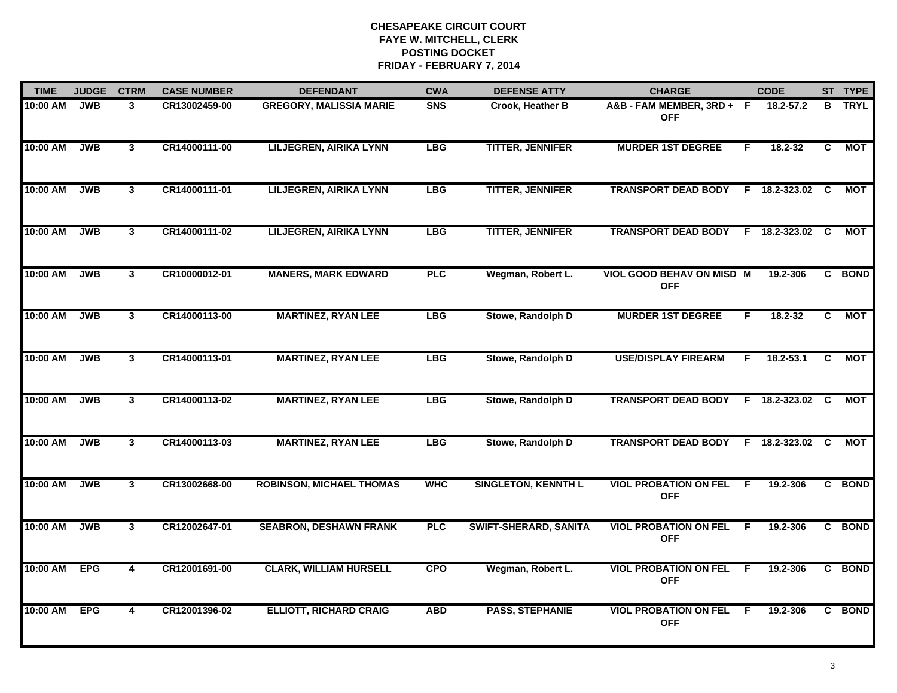# CHESAPEAKE CIRCUIT COURT
## FAYE W. MITCHELL, CLERK
## POSTING DOCKET
## FRIDAY - FEBRUARY 7, 2014

| TIME | JUDGE | CTRM | CASE NUMBER | DEFENDANT | CWA | DEFENSE ATTY | CHARGE | | CODE | ST | TYPE |
|---|---|---|---|---|---|---|---|---|---|---|---|
| 10:00 AM | JWB | 3 | CR13002459-00 | GREGORY, MALISSIA MARIE | SNS | Crook, Heather B | A&B - FAM MEMBER, 3RD + OFF | F | 18.2-57.2 | B | TRYL |
| 10:00 AM | JWB | 3 | CR14000111-00 | LILJEGREN, AIRIKA LYNN | LBG | TITTER, JENNIFER | MURDER 1ST DEGREE | F | 18.2-32 | C | MOT |
| 10:00 AM | JWB | 3 | CR14000111-01 | LILJEGREN, AIRIKA LYNN | LBG | TITTER, JENNIFER | TRANSPORT DEAD BODY | F | 18.2-323.02 | C | MOT |
| 10:00 AM | JWB | 3 | CR14000111-02 | LILJEGREN, AIRIKA LYNN | LBG | TITTER, JENNIFER | TRANSPORT DEAD BODY | F | 18.2-323.02 | C | MOT |
| 10:00 AM | JWB | 3 | CR10000012-01 | MANERS, MARK EDWARD | PLC | Wegman, Robert L. | VIOL GOOD BEHAV ON MISD OFF | M | 19.2-306 | C | BOND |
| 10:00 AM | JWB | 3 | CR14000113-00 | MARTINEZ, RYAN LEE | LBG | Stowe, Randolph D | MURDER 1ST DEGREE | F | 18.2-32 | C | MOT |
| 10:00 AM | JWB | 3 | CR14000113-01 | MARTINEZ, RYAN LEE | LBG | Stowe, Randolph D | USE/DISPLAY FIREARM | F | 18.2-53.1 | C | MOT |
| 10:00 AM | JWB | 3 | CR14000113-02 | MARTINEZ, RYAN LEE | LBG | Stowe, Randolph D | TRANSPORT DEAD BODY | F | 18.2-323.02 | C | MOT |
| 10:00 AM | JWB | 3 | CR14000113-03 | MARTINEZ, RYAN LEE | LBG | Stowe, Randolph D | TRANSPORT DEAD BODY | F | 18.2-323.02 | C | MOT |
| 10:00 AM | JWB | 3 | CR13002668-00 | ROBINSON, MICHAEL THOMAS | WHC | SINGLETON, KENNTH L | VIOL PROBATION ON FEL OFF | F | 19.2-306 | C | BOND |
| 10:00 AM | JWB | 3 | CR12002647-01 | SEABRON, DESHAWN FRANK | PLC | SWIFT-SHERARD, SANITA | VIOL PROBATION ON FEL OFF | F | 19.2-306 | C | BOND |
| 10:00 AM | EPG | 4 | CR12001691-00 | CLARK, WILLIAM HURSELL | CPO | Wegman, Robert L. | VIOL PROBATION ON FEL OFF | F | 19.2-306 | C | BOND |
| 10:00 AM | EPG | 4 | CR12001396-02 | ELLIOTT, RICHARD CRAIG | ABD | PASS, STEPHANIE | VIOL PROBATION ON FEL OFF | F | 19.2-306 | C | BOND |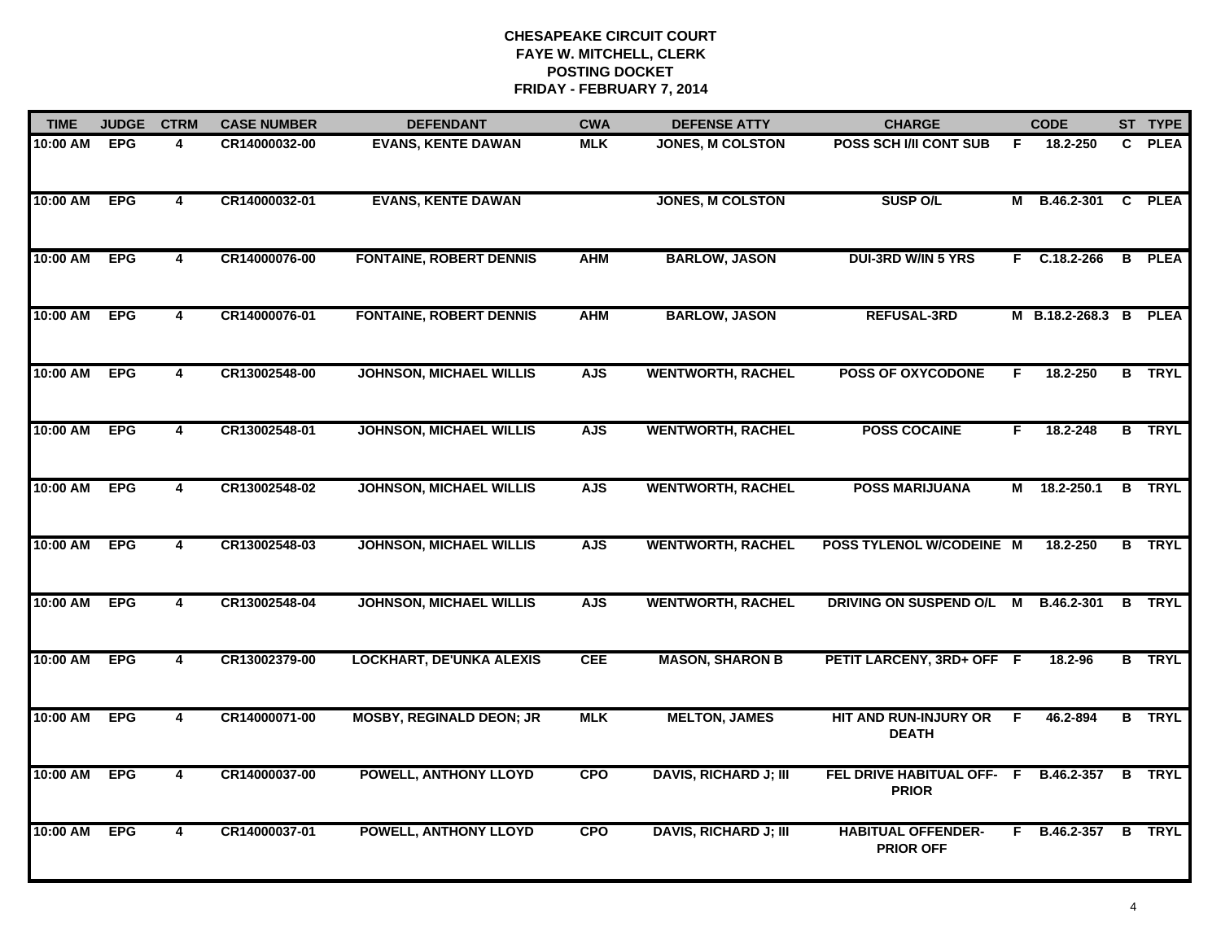# CHESAPEAKE CIRCUIT COURT
## FAYE W. MITCHELL, CLERK
## POSTING DOCKET
## FRIDAY - FEBRUARY 7, 2014

| TIME | JUDGE | CTRM | CASE NUMBER | DEFENDANT | CWA | DEFENSE ATTY | CHARGE | | CODE | ST | TYPE |
|---|---|---|---|---|---|---|---|---|---|---|---|
| 10:00 AM | EPG | 4 | CR14000032-00 | EVANS, KENTE DAWAN | MLK | JONES, M COLSTON | POSS SCH I/II CONT SUB | F | 18.2-250 | C | PLEA |
| 10:00 AM | EPG | 4 | CR14000032-01 | EVANS, KENTE DAWAN | | JONES, M COLSTON | SUSP O/L | M | B.46.2-301 | C | PLEA |
| 10:00 AM | EPG | 4 | CR14000076-00 | FONTAINE, ROBERT DENNIS | AHM | BARLOW, JASON | DUI-3RD W/IN 5 YRS | F | C.18.2-266 | B | PLEA |
| 10:00 AM | EPG | 4 | CR14000076-01 | FONTAINE, ROBERT DENNIS | AHM | BARLOW, JASON | REFUSAL-3RD | M | B.18.2-268.3 | B | PLEA |
| 10:00 AM | EPG | 4 | CR13002548-00 | JOHNSON, MICHAEL WILLIS | AJS | WENTWORTH, RACHEL | POSS OF OXYCODONE | F | 18.2-250 | B | TRYL |
| 10:00 AM | EPG | 4 | CR13002548-01 | JOHNSON, MICHAEL WILLIS | AJS | WENTWORTH, RACHEL | POSS COCAINE | F | 18.2-248 | B | TRYL |
| 10:00 AM | EPG | 4 | CR13002548-02 | JOHNSON, MICHAEL WILLIS | AJS | WENTWORTH, RACHEL | POSS MARIJUANA | M | 18.2-250.1 | B | TRYL |
| 10:00 AM | EPG | 4 | CR13002548-03 | JOHNSON, MICHAEL WILLIS | AJS | WENTWORTH, RACHEL | POSS TYLENOL W/CODEINE | M | 18.2-250 | B | TRYL |
| 10:00 AM | EPG | 4 | CR13002548-04 | JOHNSON, MICHAEL WILLIS | AJS | WENTWORTH, RACHEL | DRIVING ON SUSPEND O/L | M | B.46.2-301 | B | TRYL |
| 10:00 AM | EPG | 4 | CR13002379-00 | LOCKHART, DE'UNKA ALEXIS | CEE | MASON, SHARON B | PETIT LARCENY, 3RD+ OFF | F | 18.2-96 | B | TRYL |
| 10:00 AM | EPG | 4 | CR14000071-00 | MOSBY, REGINALD DEON; JR | MLK | MELTON, JAMES | HIT AND RUN-INJURY OR DEATH | F | 46.2-894 | B | TRYL |
| 10:00 AM | EPG | 4 | CR14000037-00 | POWELL, ANTHONY LLOYD | CPO | DAVIS, RICHARD J; III | FEL DRIVE HABITUAL OFF-PRIOR | F | B.46.2-357 | B | TRYL |
| 10:00 AM | EPG | 4 | CR14000037-01 | POWELL, ANTHONY LLOYD | CPO | DAVIS, RICHARD J; III | HABITUAL OFFENDER-PRIOR OFF | F | B.46.2-357 | B | TRYL |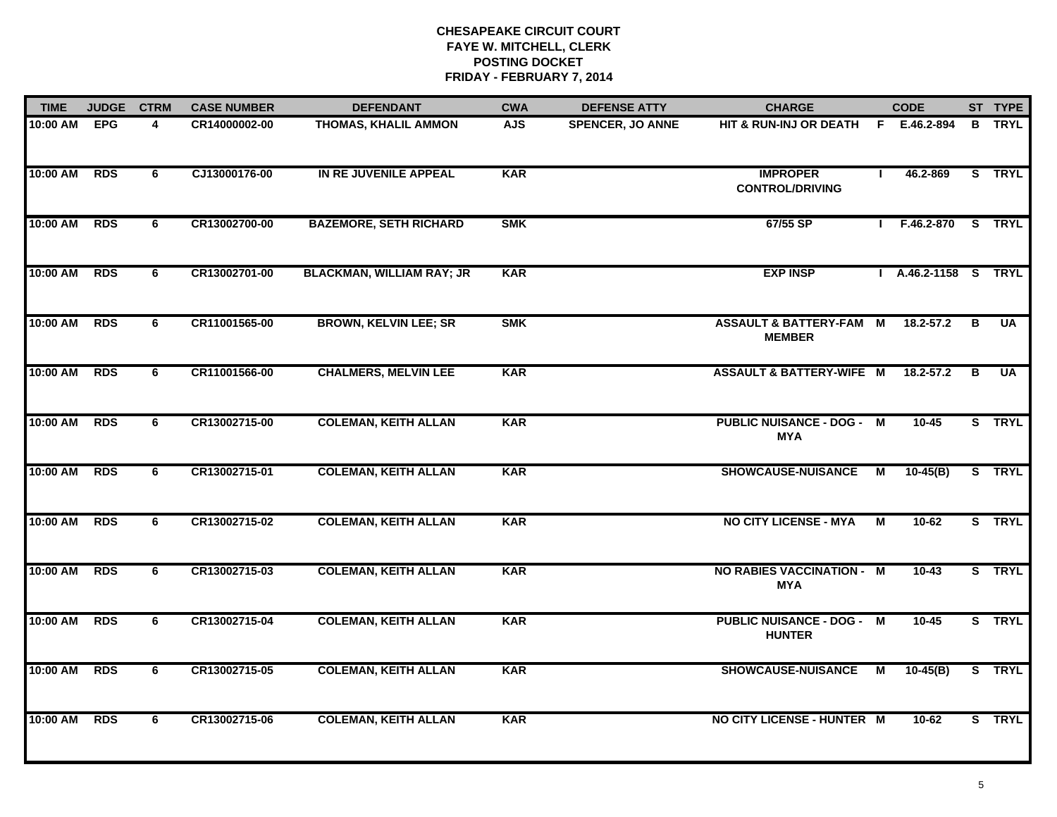# CHESAPEAKE CIRCUIT COURT
## FAYE W. MITCHELL, CLERK
## POSTING DOCKET
## FRIDAY - FEBRUARY 7, 2014

| TIME | JUDGE | CTRM | CASE NUMBER | DEFENDANT | CWA | DEFENSE ATTY | CHARGE | | CODE | ST | TYPE |
|---|---|---|---|---|---|---|---|---|---|---|---|
| 10:00 AM | EPG | 4 | CR14000002-00 | THOMAS, KHALIL AMMON | AJS | SPENCER, JO ANNE | HIT & RUN-INJ OR DEATH | F | E.46.2-894 | B | TRYL |
| 10:00 AM | RDS | 6 | CJ13000176-00 | IN RE JUVENILE APPEAL | KAR | | IMPROPER CONTROL/DRIVING | I | 46.2-869 | S | TRYL |
| 10:00 AM | RDS | 6 | CR13002700-00 | BAZEMORE, SETH RICHARD | SMK | | 67/55 SP | I | F.46.2-870 | S | TRYL |
| 10:00 AM | RDS | 6 | CR13002701-00 | BLACKMAN, WILLIAM RAY; JR | KAR | | EXP INSP | I | A.46.2-1158 | S | TRYL |
| 10:00 AM | RDS | 6 | CR11001565-00 | BROWN, KELVIN LEE; SR | SMK | | ASSAULT & BATTERY-FAM MEMBER | M | 18.2-57.2 | B | UA |
| 10:00 AM | RDS | 6 | CR11001566-00 | CHALMERS, MELVIN LEE | KAR | | ASSAULT & BATTERY-WIFE | M | 18.2-57.2 | B | UA |
| 10:00 AM | RDS | 6 | CR13002715-00 | COLEMAN, KEITH ALLAN | KAR | | PUBLIC NUISANCE - DOG - MYA | M | 10-45 | S | TRYL |
| 10:00 AM | RDS | 6 | CR13002715-01 | COLEMAN, KEITH ALLAN | KAR | | SHOWCAUSE-NUISANCE | M | 10-45(B) | S | TRYL |
| 10:00 AM | RDS | 6 | CR13002715-02 | COLEMAN, KEITH ALLAN | KAR | | NO CITY LICENSE - MYA | M | 10-62 | S | TRYL |
| 10:00 AM | RDS | 6 | CR13002715-03 | COLEMAN, KEITH ALLAN | KAR | | NO RABIES VACCINATION - MYA | M | 10-43 | S | TRYL |
| 10:00 AM | RDS | 6 | CR13002715-04 | COLEMAN, KEITH ALLAN | KAR | | PUBLIC NUISANCE - DOG - HUNTER | M | 10-45 | S | TRYL |
| 10:00 AM | RDS | 6 | CR13002715-05 | COLEMAN, KEITH ALLAN | KAR | | SHOWCAUSE-NUISANCE | M | 10-45(B) | S | TRYL |
| 10:00 AM | RDS | 6 | CR13002715-06 | COLEMAN, KEITH ALLAN | KAR | | NO CITY LICENSE - HUNTER | M | 10-62 | S | TRYL |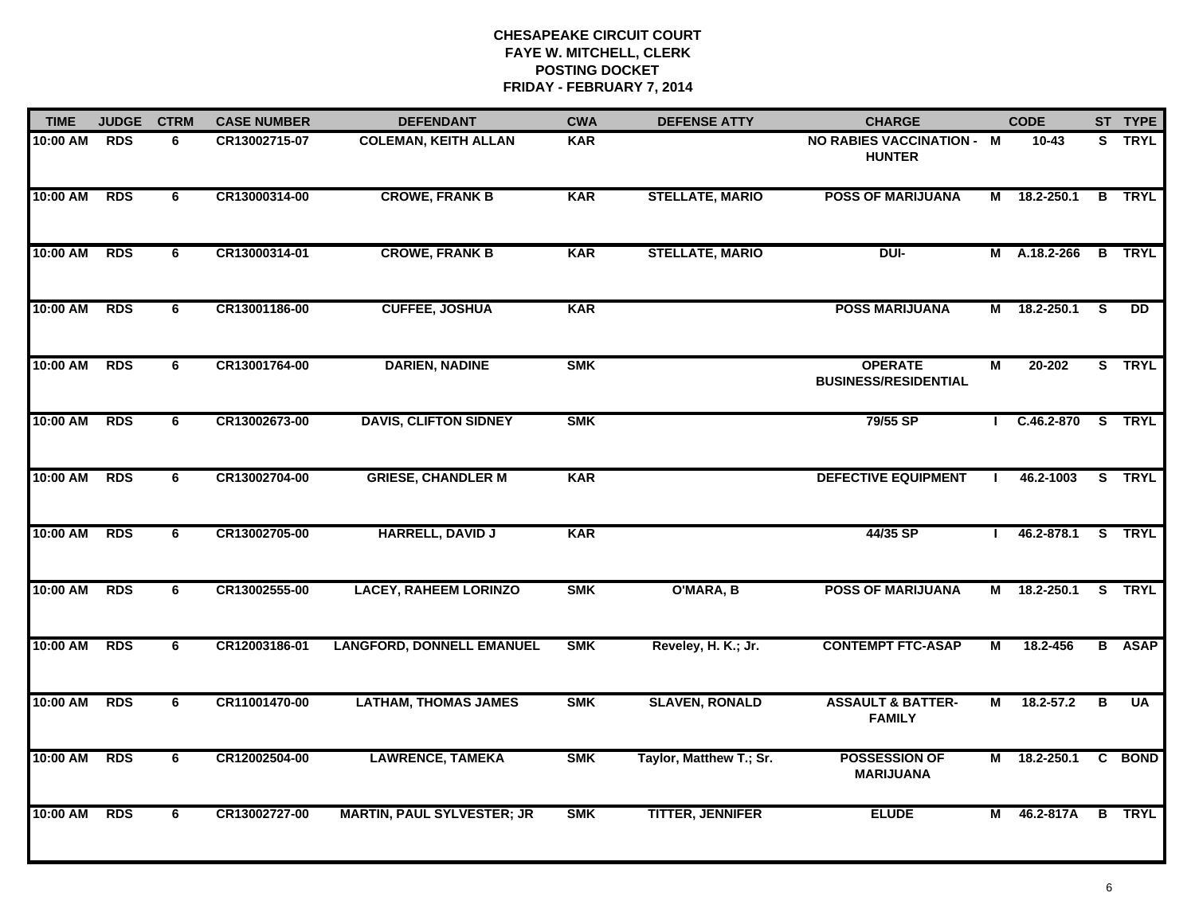# CHESAPEAKE CIRCUIT COURT
## FAYE W. MITCHELL, CLERK
## POSTING DOCKET
## FRIDAY - FEBRUARY 7, 2014

| TIME | JUDGE | CTRM | CASE NUMBER | DEFENDANT | CWA | DEFENSE ATTY | CHARGE | | CODE | ST | TYPE |
|---|---|---|---|---|---|---|---|---|---|---|---|
| 10:00 AM | RDS | 6 | CR13002715-07 | COLEMAN, KEITH ALLAN | KAR | | NO RABIES VACCINATION - HUNTER | M | 10-43 | S | TRYL |
| 10:00 AM | RDS | 6 | CR13000314-00 | CROWE, FRANK B | KAR | STELLATE, MARIO | POSS OF MARIJUANA | M | 18.2-250.1 | B | TRYL |
| 10:00 AM | RDS | 6 | CR13000314-01 | CROWE, FRANK B | KAR | STELLATE, MARIO | DUI- | M | A.18.2-266 | B | TRYL |
| 10:00 AM | RDS | 6 | CR13001186-00 | CUFFEE, JOSHUA | KAR | | POSS MARIJUANA | M | 18.2-250.1 | S | DD |
| 10:00 AM | RDS | 6 | CR13001764-00 | DARIEN, NADINE | SMK | | OPERATE BUSINESS/RESIDENTIAL | M | 20-202 | S | TRYL |
| 10:00 AM | RDS | 6 | CR13002673-00 | DAVIS, CLIFTON SIDNEY | SMK | | 79/55 SP | I | C.46.2-870 | S | TRYL |
| 10:00 AM | RDS | 6 | CR13002704-00 | GRIESE, CHANDLER M | KAR | | DEFECTIVE EQUIPMENT | I | 46.2-1003 | S | TRYL |
| 10:00 AM | RDS | 6 | CR13002705-00 | HARRELL, DAVID J | KAR | | 44/35 SP | I | 46.2-878.1 | S | TRYL |
| 10:00 AM | RDS | 6 | CR13002555-00 | LACEY, RAHEEM LORINZO | SMK | O'MARA, B | POSS OF MARIJUANA | M | 18.2-250.1 | S | TRYL |
| 10:00 AM | RDS | 6 | CR12003186-01 | LANGFORD, DONNELL EMANUEL | SMK | Reveley, H. K.; Jr. | CONTEMPT FTC-ASAP | M | 18.2-456 | B | ASAP |
| 10:00 AM | RDS | 6 | CR11001470-00 | LATHAM, THOMAS JAMES | SMK | SLAVEN, RONALD | ASSAULT & BATTER-FAMILY | M | 18.2-57.2 | B | UA |
| 10:00 AM | RDS | 6 | CR12002504-00 | LAWRENCE, TAMEKA | SMK | Taylor, Matthew T.; Sr. | POSSESSION OF MARIJUANA | M | 18.2-250.1 | C | BOND |
| 10:00 AM | RDS | 6 | CR13002727-00 | MARTIN, PAUL SYLVESTER; JR | SMK | TITTER, JENNIFER | ELUDE | M | 46.2-817A | B | TRYL |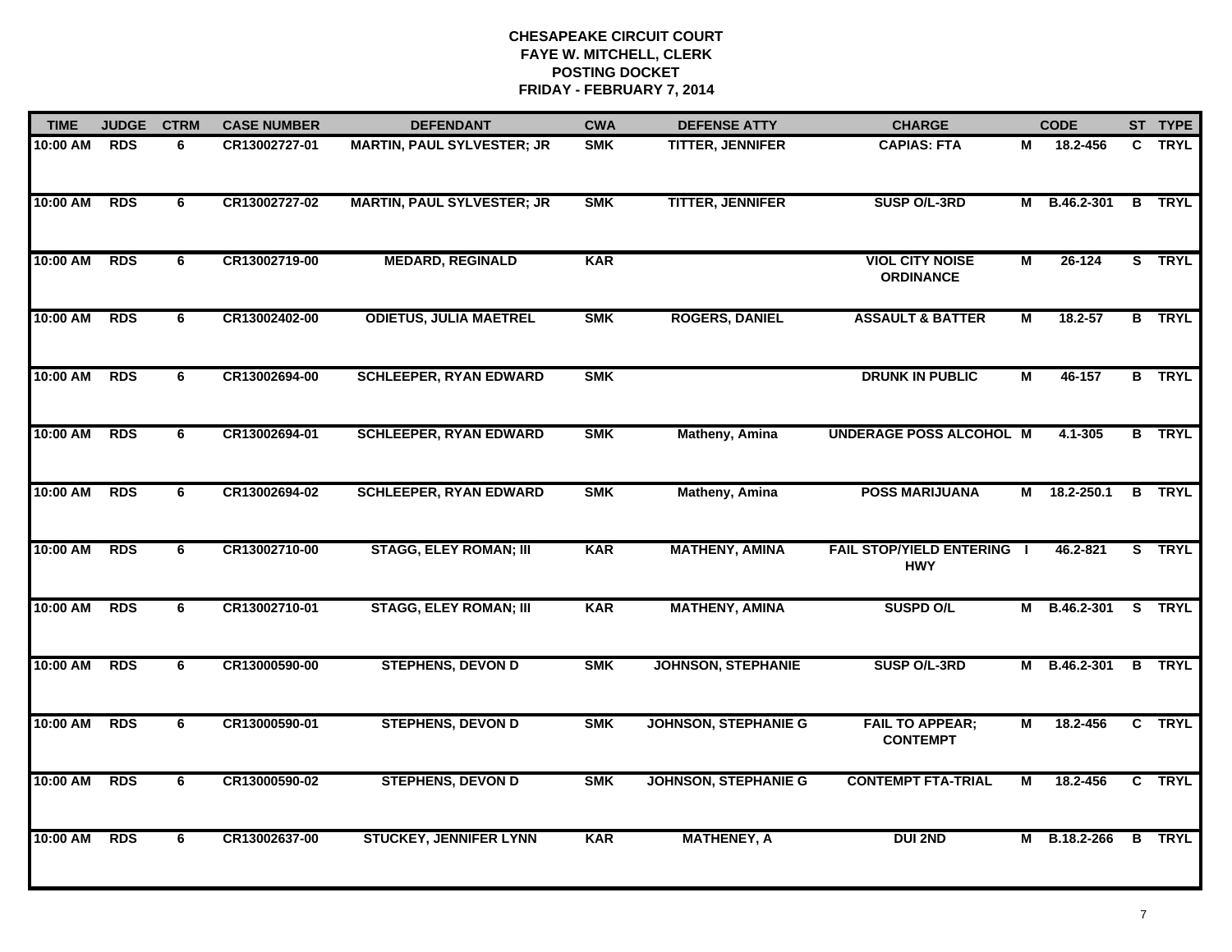# CHESAPEAKE CIRCUIT COURT
## FAYE W. MITCHELL, CLERK
## POSTING DOCKET
## FRIDAY - FEBRUARY 7, 2014

| TIME | JUDGE | CTRM | CASE NUMBER | DEFENDANT | CWA | DEFENSE ATTY | CHARGE | | CODE | ST | TYPE |
|---|---|---|---|---|---|---|---|---|---|---|---|
| 10:00 AM | RDS | 6 | CR13002727-01 | MARTIN, PAUL SYLVESTER; JR | SMK | TITTER, JENNIFER | CAPIAS: FTA | M | 18.2-456 | C | TRYL |
| 10:00 AM | RDS | 6 | CR13002727-02 | MARTIN, PAUL SYLVESTER; JR | SMK | TITTER, JENNIFER | SUSP O/L-3RD | M | B.46.2-301 | B | TRYL |
| 10:00 AM | RDS | 6 | CR13002719-00 | MEDARD, REGINALD | KAR | | VIOL CITY NOISE ORDINANCE | M | 26-124 | S | TRYL |
| 10:00 AM | RDS | 6 | CR13002402-00 | ODIETUS, JULIA MAETREL | SMK | ROGERS, DANIEL | ASSAULT & BATTER | M | 18.2-57 | B | TRYL |
| 10:00 AM | RDS | 6 | CR13002694-00 | SCHLEEPER, RYAN EDWARD | SMK | | DRUNK IN PUBLIC | M | 46-157 | B | TRYL |
| 10:00 AM | RDS | 6 | CR13002694-01 | SCHLEEPER, RYAN EDWARD | SMK | Matheny, Amina | UNDERAGE POSS ALCOHOL | M | 4.1-305 | B | TRYL |
| 10:00 AM | RDS | 6 | CR13002694-02 | SCHLEEPER, RYAN EDWARD | SMK | Matheny, Amina | POSS MARIJUANA | M | 18.2-250.1 | B | TRYL |
| 10:00 AM | RDS | 6 | CR13002710-00 | STAGG, ELEY ROMAN; III | KAR | MATHENY, AMINA | FAIL STOP/YIELD ENTERING HWY | I | 46.2-821 | S | TRYL |
| 10:00 AM | RDS | 6 | CR13002710-01 | STAGG, ELEY ROMAN; III | KAR | MATHENY, AMINA | SUSPD O/L | M | B.46.2-301 | S | TRYL |
| 10:00 AM | RDS | 6 | CR13000590-00 | STEPHENS, DEVON D | SMK | JOHNSON, STEPHANIE | SUSP O/L-3RD | M | B.46.2-301 | B | TRYL |
| 10:00 AM | RDS | 6 | CR13000590-01 | STEPHENS, DEVON D | SMK | JOHNSON, STEPHANIE G | FAIL TO APPEAR; CONTEMPT | M | 18.2-456 | C | TRYL |
| 10:00 AM | RDS | 6 | CR13000590-02 | STEPHENS, DEVON D | SMK | JOHNSON, STEPHANIE G | CONTEMPT FTA-TRIAL | M | 18.2-456 | C | TRYL |
| 10:00 AM | RDS | 6 | CR13002637-00 | STUCKEY, JENNIFER LYNN | KAR | MATHENEY, A | DUI 2ND | M | B.18.2-266 | B | TRYL |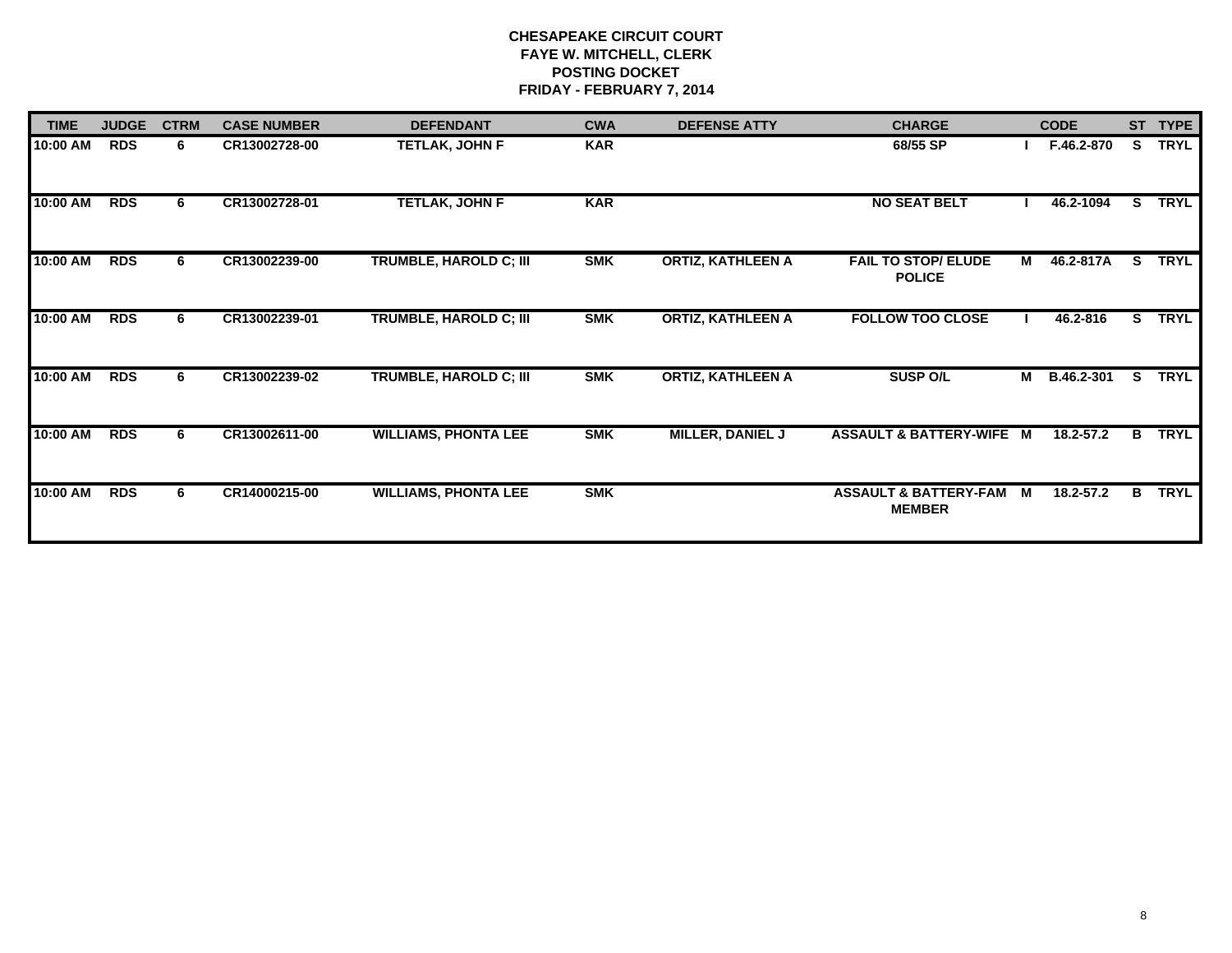**CHESAPEAKE CIRCUIT COURT**
**FAYE W. MITCHELL, CLERK**
**POSTING DOCKET**
**FRIDAY - FEBRUARY 7, 2014**

| TIME | JUDGE | CTRM | CASE NUMBER | DEFENDANT | CWA | DEFENSE ATTY | CHARGE | | CODE | ST | TYPE |
|---|---|---|---|---|---|---|---|---|---|---|---|
| 10:00 AM | RDS | 6 | CR13002728-00 | TETLAK, JOHN F | KAR | | 68/55 SP | I | F.46.2-870 | S | TRYL |
| 10:00 AM | RDS | 6 | CR13002728-01 | TETLAK, JOHN F | KAR | | NO SEAT BELT | I | 46.2-1094 | S | TRYL |
| 10:00 AM | RDS | 6 | CR13002239-00 | TRUMBLE, HAROLD C; III | SMK | ORTIZ, KATHLEEN A | FAIL TO STOP/ ELUDE POLICE | M | 46.2-817A | S | TRYL |
| 10:00 AM | RDS | 6 | CR13002239-01 | TRUMBLE, HAROLD C; III | SMK | ORTIZ, KATHLEEN A | FOLLOW TOO CLOSE | I | 46.2-816 | S | TRYL |
| 10:00 AM | RDS | 6 | CR13002239-02 | TRUMBLE, HAROLD C; III | SMK | ORTIZ, KATHLEEN A | SUSP O/L | M | B.46.2-301 | S | TRYL |
| 10:00 AM | RDS | 6 | CR13002611-00 | WILLIAMS, PHONTA LEE | SMK | MILLER, DANIEL J | ASSAULT & BATTERY-WIFE | M | 18.2-57.2 | B | TRYL |
| 10:00 AM | RDS | 6 | CR14000215-00 | WILLIAMS, PHONTA LEE | SMK | | ASSAULT & BATTERY-FAM MEMBER | M | 18.2-57.2 | B | TRYL |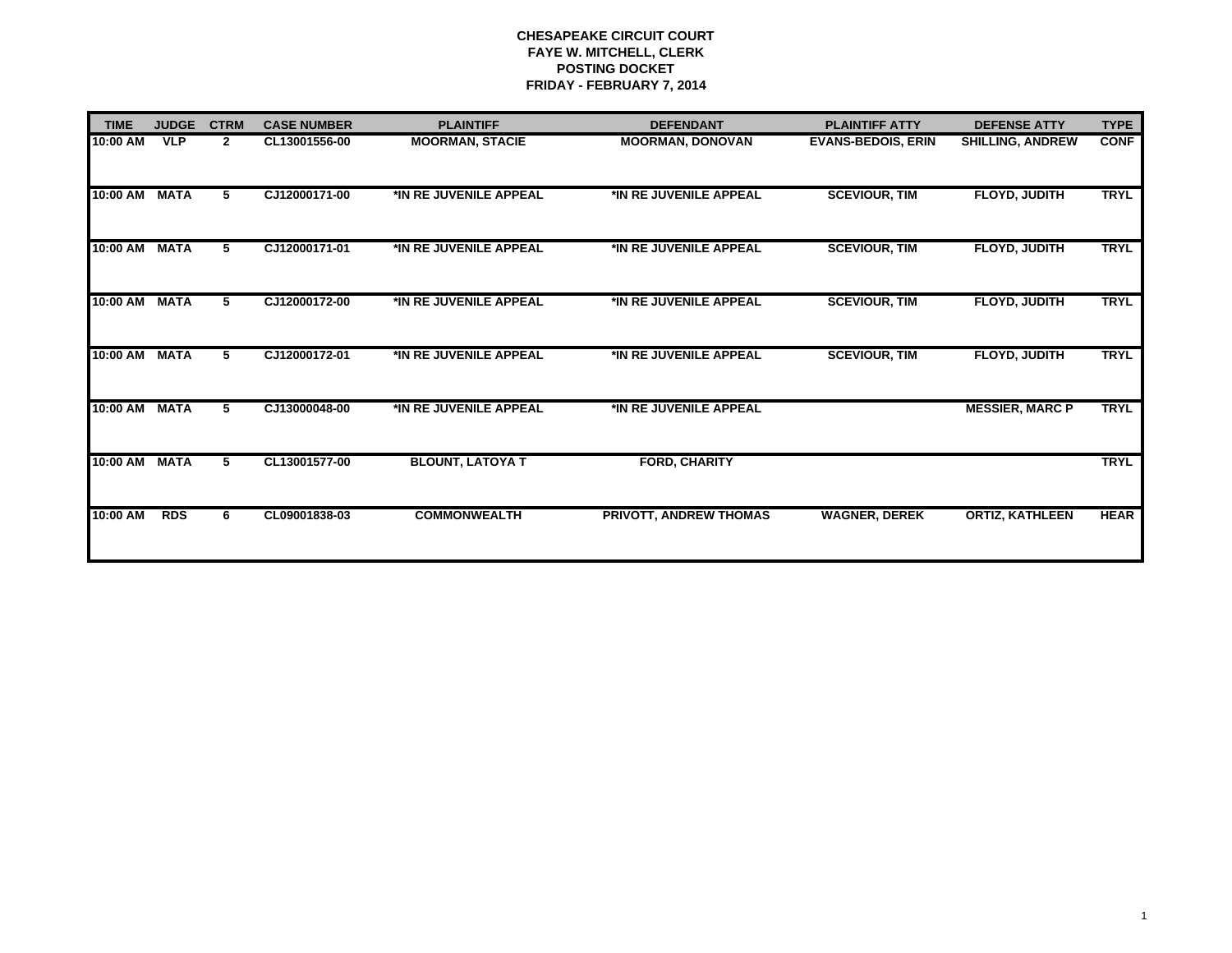**CHESAPEAKE CIRCUIT COURT**
**FAYE W. MITCHELL, CLERK**
**POSTING DOCKET**
**FRIDAY - FEBRUARY 7, 2014**

| TIME | JUDGE | CTRM | CASE NUMBER | PLAINTIFF | DEFENDANT | PLAINTIFF ATTY | DEFENSE ATTY | TYPE |
|---|---|---|---|---|---|---|---|---|
| 10:00 AM | VLP | 2 | CL13001556-00 | MOORMAN, STACIE | MOORMAN, DONOVAN | EVANS-BEDOIS, ERIN | SHILLING, ANDREW | CONF |
| 10:00 AM | MATA | 5 | CJ12000171-00 | *IN RE JUVENILE APPEAL | *IN RE JUVENILE APPEAL | SCEVIOUR, TIM | FLOYD, JUDITH | TRYL |
| 10:00 AM | MATA | 5 | CJ12000171-01 | *IN RE JUVENILE APPEAL | *IN RE JUVENILE APPEAL | SCEVIOUR, TIM | FLOYD, JUDITH | TRYL |
| 10:00 AM | MATA | 5 | CJ12000172-00 | *IN RE JUVENILE APPEAL | *IN RE JUVENILE APPEAL | SCEVIOUR, TIM | FLOYD, JUDITH | TRYL |
| 10:00 AM | MATA | 5 | CJ12000172-01 | *IN RE JUVENILE APPEAL | *IN RE JUVENILE APPEAL | SCEVIOUR, TIM | FLOYD, JUDITH | TRYL |
| 10:00 AM | MATA | 5 | CJ13000048-00 | *IN RE JUVENILE APPEAL | *IN RE JUVENILE APPEAL | | MESSIER, MARC P | TRYL |
| 10:00 AM | MATA | 5 | CL13001577-00 | BLOUNT, LATOYA T | FORD, CHARITY | | | TRYL |
| 10:00 AM | RDS | 6 | CL09001838-03 | COMMONWEALTH | PRIVOTT, ANDREW THOMAS | WAGNER, DEREK | ORTIZ, KATHLEEN | HEAR |